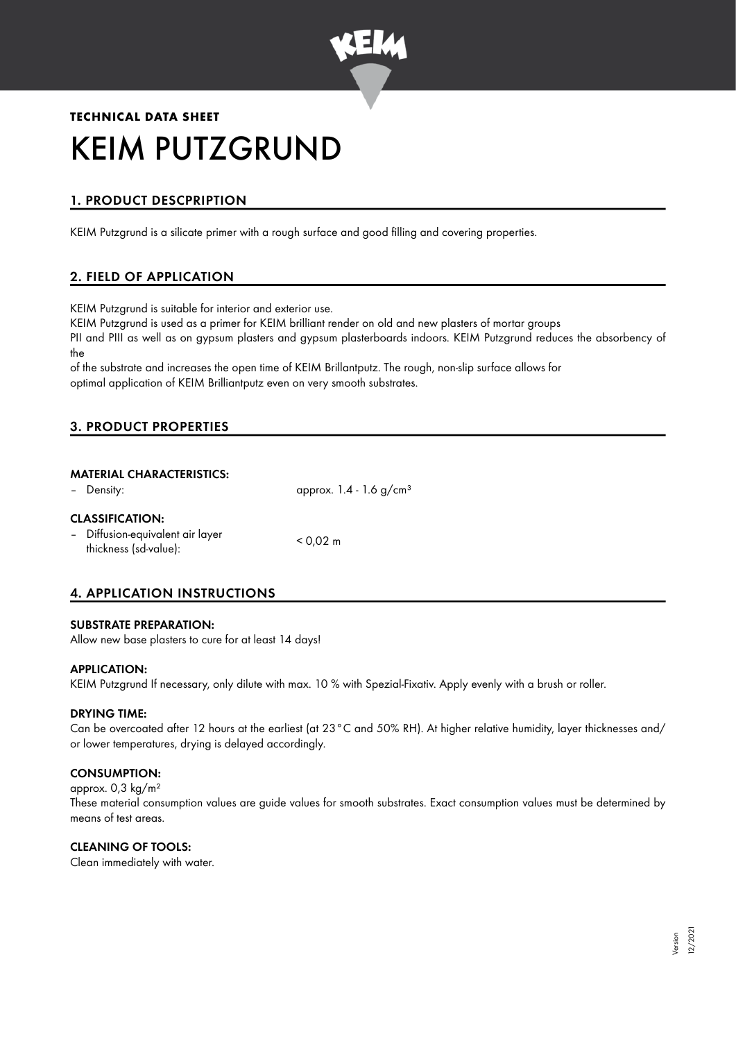**TECHNICAL DATA SHEET**

# KEIM PUTZGRUND

## 1. PRODUCT DESCPRIPTION

KEIM Putzgrund is a silicate primer with a rough surface and good filling and covering properties.

## 2. FIELD OF APPLICATION

KEIM Putzgrund is suitable for interior and exterior use.
KEIM Putzgrund is used as a primer for KEIM brilliant render on old and new plasters of mortar groups
PII and PIII as well as on gypsum plasters and gypsum plasterboards indoors. KEIM Putzgrund reduces the absorbency of the
of the substrate and increases the open time of KEIM Brillantputz. The rough, non-slip surface allows for optimal application of KEIM Brilliantputz even on very smooth substrates.

## 3. PRODUCT PROPERTIES

### MATERIAL CHARACTERISTICS:

- Density: approx. 1.4 - 1.6 g/cm³

### CLASSIFICATION:

- Diffusion-equivalent air layer thickness (sd-value): < 0,02 m

## 4. APPLICATION INSTRUCTIONS

### SUBSTRATE PREPARATION:

Allow new base plasters to cure for at least 14 days!

### APPLICATION:

KEIM Putzgrund If necessary, only dilute with max. 10 % with Spezial-Fixativ. Apply evenly with a brush or roller.

### DRYING TIME:

Can be overcoated after 12 hours at the earliest (at 23 °C and 50% RH). At higher relative humidity, layer thicknesses and/ or lower temperatures, drying is delayed accordingly.

### CONSUMPTION:

approx. 0,3 kg/m²
These material consumption values are guide values for smooth substrates. Exact consumption values must be determined by means of test areas.

### CLEANING OF TOOLS:

Clean immediately with water.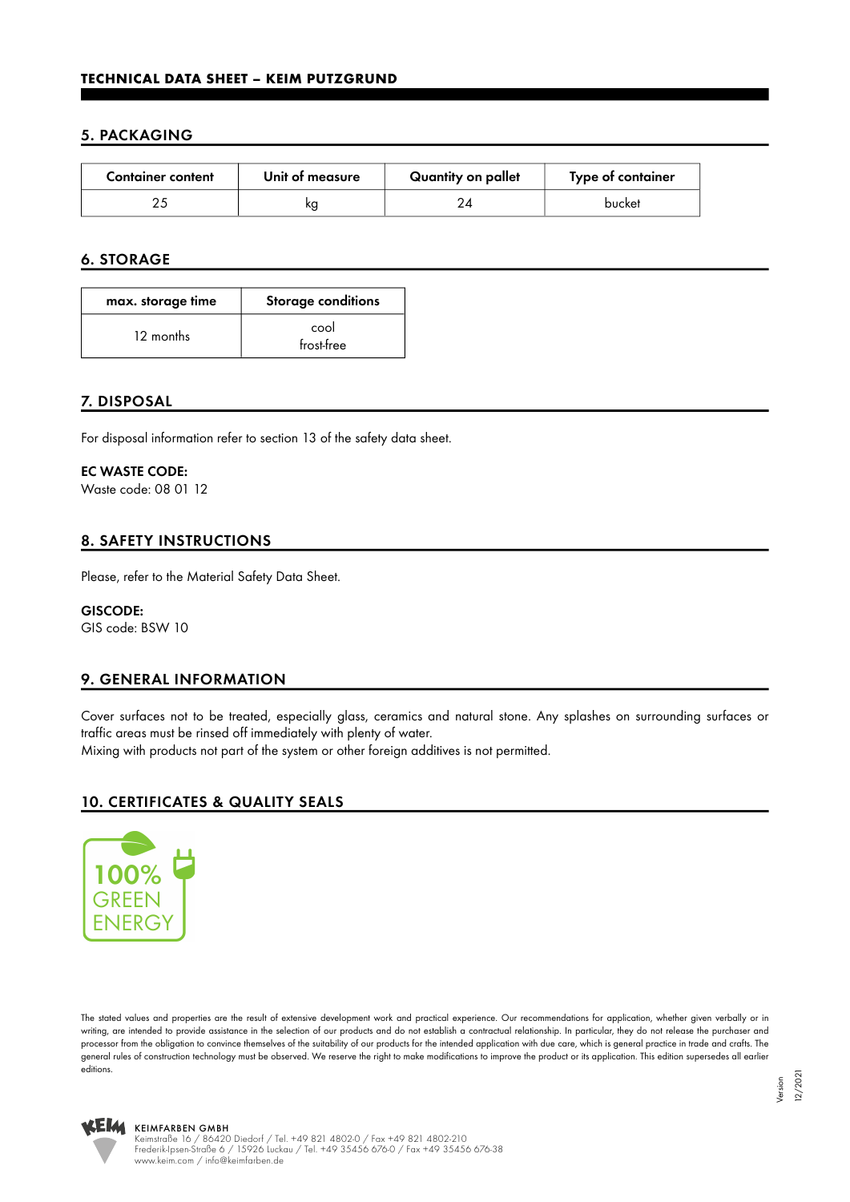## 5. PACKAGING

| Container content | Unit of measure | Quantity on pallet | Type of container |
|---|---|---|---|
| 25 | kg | 24 | bucket |

## 6. STORAGE

| max. storage time | Storage conditions |
|---|---|
| 12 months | cool<br>frost-free |

## 7. DISPOSAL

For disposal information refer to section 13 of the safety data sheet.

**EC WASTE CODE:**
Waste code: 08 01 12

## 8. SAFETY INSTRUCTIONS

Please, refer to the Material Safety Data Sheet.

**GISCODE:**
GIS code: BSW 10

## 9. GENERAL INFORMATION

Cover surfaces not to be treated, especially glass, ceramics and natural stone. Any splashes on surrounding surfaces or traffic areas must be rinsed off immediately with plenty of water.
Mixing with products not part of the system or other foreign additives is not permitted.

## 10. CERTIFICATES & QUALITY SEALS

100% GREEN ENERGY

The stated values and properties are the result of extensive development work and practical experience. Our recommendations for application, whether given verbally or in writing, are intended to provide assistance in the selection of our products and do not establish a contractual relationship. In particular, they do not release the purchaser and processor from the obligation to convince themselves of the suitability of our products for the intended application with due care, which is general practice in trade and crafts. The general rules of construction technology must be observed. We reserve the right to make modifications to improve the product or its application. This edition supersedes all earlier editions.

Version 12/2021

KEIMFARBEN GMBH
Keimstraße 16 / 86420 Diedorf / Tel. +49 821 4802-0 / Fax +49 821 4802-210
Frederik-Ipsen-Straße 6 / 15926 Luckau / Tel. +49 35456 676-0 / Fax +49 35456 676-38
www.keim.com / info@keimfarben.de